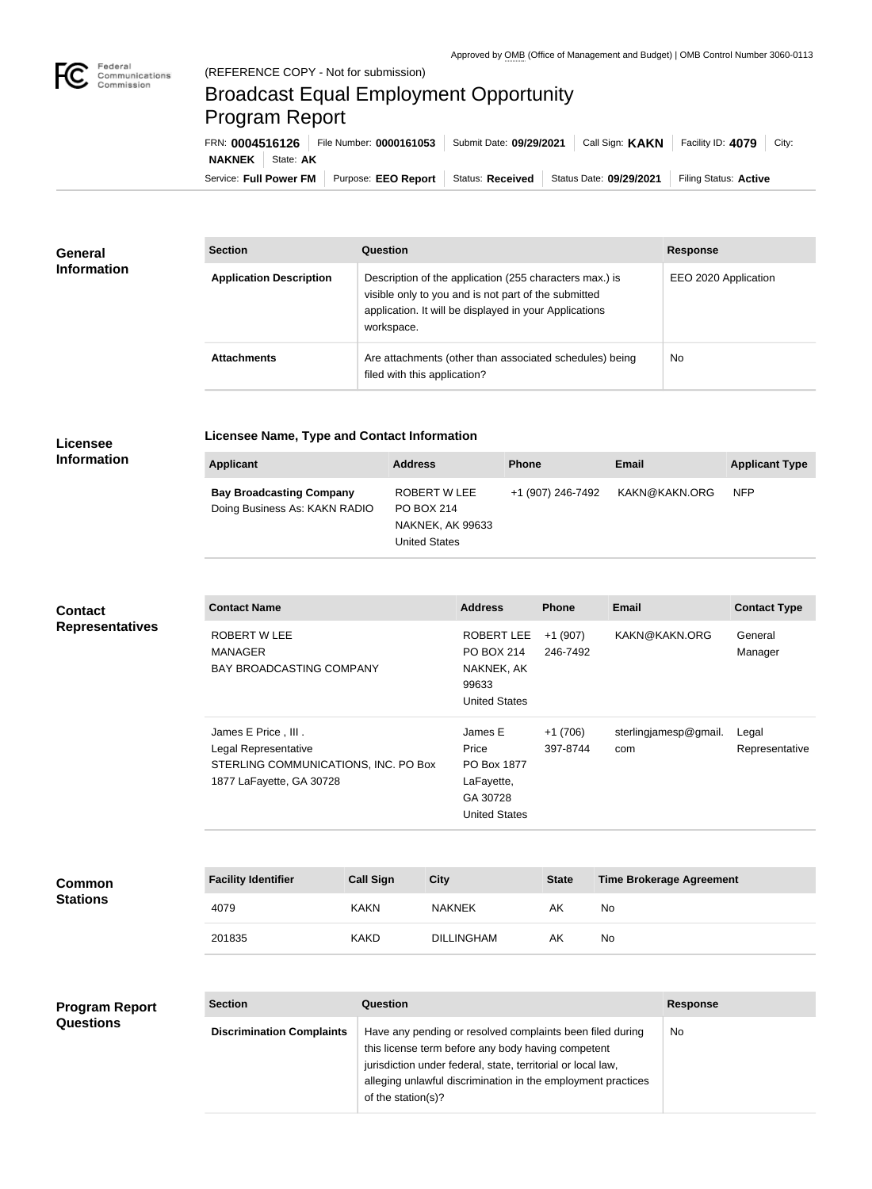Approved by OMB (Office of Management and Budget) | OMB Control Number 3060-0113

(REFERENCE COPY - Not for submission)

# Broadcast Equal Employment Opportunity Program Report

FRN: **0004516126** | File Number: **0000161053** | Submit Date: **09/29/2021** | Call Sign: **KAKN** | Facility ID: **4079** | City: **NAKNEK** | State: **AK**

Service: **Full Power FM** | Purpose: **EEO Report** | Status: **Received** | Status Date: **09/29/2021** | Filing Status: **Active**

## General Information

| Section | Question | Response |
| --- | --- | --- |
| **Application Description** | Description of the application (255 characters max.) is visible only to you and is not part of the submitted application. It will be displayed in your Applications workspace. | EEO 2020 Application |
| **Attachments** | Are attachments (other than associated schedules) being filed with this application? | No |

## Licensee Information

### Licensee Name, Type and Contact Information

| Applicant | Address | Phone | Email | Applicant Type |
| --- | --- | --- | --- | --- |
| **Bay Broadcasting Company** Doing Business As: KAKN RADIO | ROBERT W LEE PO BOX 214 NAKNEK, AK 99633 United States | +1 (907) 246-7492 | KAKN@KAKN.ORG | NFP |

## Contact Representatives

| Contact Name | Address | Phone | Email | Contact Type |
| --- | --- | --- | --- | --- |
| ROBERT W LEE MANAGER BAY BROADCASTING COMPANY | ROBERT LEE PO BOX 214 NAKNEK, AK 99633 United States | +1 (907) 246-7492 | KAKN@KAKN.ORG | General Manager |
| James E Price , III . Legal Representative STERLING COMMUNICATIONS, INC. PO Box 1877 LaFayette, GA 30728 | James E Price PO Box 1877 LaFayette, GA 30728 United States | +1 (706) 397-8744 | sterlingjamesp@gmail.com | Legal Representative |

## Common Stations

| Facility Identifier | Call Sign | City | State | Time Brokerage Agreement |
| --- | --- | --- | --- | --- |
| 4079 | KAKN | NAKNEK | AK | No |
| 201835 | KAKD | DILLINGHAM | AK | No |

## Program Report Questions

| Section | Question | Response |
| --- | --- | --- |
| **Discrimination Complaints** | Have any pending or resolved complaints been filed during this license term before any body having competent jurisdiction under federal, state, territorial or local law, alleging unlawful discrimination in the employment practices of the station(s)? | No |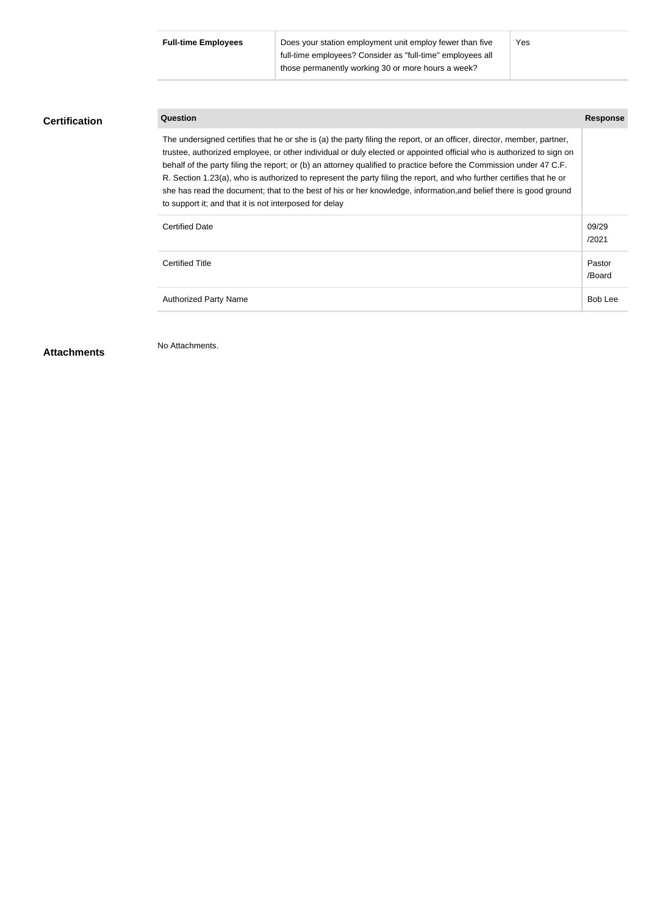| | | |
|---|---|---|
| **Full-time Employees** | Does your station employment unit employ fewer than five full-time employees? Consider as "full-time" employees all those permanently working 30 or more hours a week? | Yes |

## Certification

| Question | Response |
|---|---|
| The undersigned certifies that he or she is (a) the party filing the report, or an officer, director, member, partner, trustee, authorized employee, or other individual or duly elected or appointed official who is authorized to sign on behalf of the party filing the report; or (b) an attorney qualified to practice before the Commission under 47 C.F. R. Section 1.23(a), who is authorized to represent the party filing the report, and who further certifies that he or she has read the document; that to the best of his or her knowledge, information,and belief there is good ground to support it; and that it is not interposed for delay | |
| Certified Date | 09/29/2021 |
| Certified Title | Pastor/Board |
| Authorized Party Name | Bob Lee |

## Attachments

No Attachments.